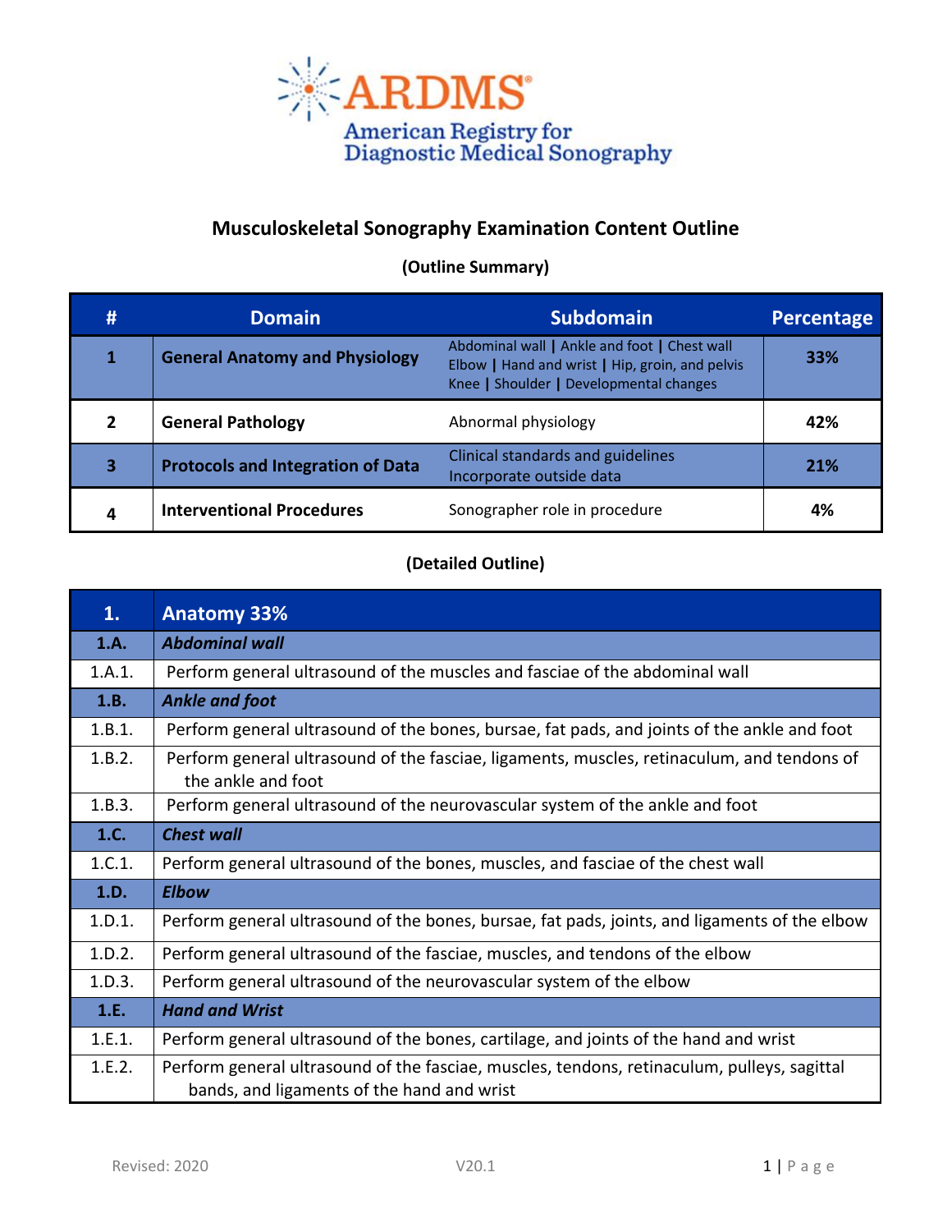ARDMS

American Registry for Diagnostic Medical Sonography

# Musculoskeletal Sonography Examination Content Outline

## (Outline Summary)

| # | Domain | Subdomain | Percentage |
|---|---|---|---|
| 1 | **General Anatomy and Physiology** | Abdominal wall **\|** Ankle and foot **\|** Chest wall Elbow **\|** Hand and wrist **\|** Hip, groin, and pelvis Knee **\|** Shoulder **\|** Developmental changes | **33%** |
| 2 | **General Pathology** | Abnormal physiology | **42%** |
| 3 | **Protocols and Integration of Data** | Clinical standards and guidelines Incorporate outside data | **21%** |
| 4 | **Interventional Procedures** | Sonographer role in procedure | **4%** |

## (Detailed Outline)

| **1.** | **Anatomy 33%** |
|---|---|
| **1.A.** | ***Abdominal wall*** |
| 1.A.1. | Perform general ultrasound of the muscles and fasciae of the abdominal wall |
| **1.B.** | ***Ankle and foot*** |
| 1.B.1. | Perform general ultrasound of the bones, bursae, fat pads, and joints of the ankle and foot |
| 1.B.2. | Perform general ultrasound of the fasciae, ligaments, muscles, retinaculum, and tendons of the ankle and foot |
| 1.B.3. | Perform general ultrasound of the neurovascular system of the ankle and foot |
| **1.C.** | ***Chest wall*** |
| 1.C.1. | Perform general ultrasound of the bones, muscles, and fasciae of the chest wall |
| **1.D.** | ***Elbow*** |
| 1.D.1. | Perform general ultrasound of the bones, bursae, fat pads, joints, and ligaments of the elbow |
| 1.D.2. | Perform general ultrasound of the fasciae, muscles, and tendons of the elbow |
| 1.D.3. | Perform general ultrasound of the neurovascular system of the elbow |
| **1.E.** | ***Hand and Wrist*** |
| 1.E.1. | Perform general ultrasound of the bones, cartilage, and joints of the hand and wrist |
| 1.E.2. | Perform general ultrasound of the fasciae, muscles, tendons, retinaculum, pulleys, sagittal bands, and ligaments of the hand and wrist |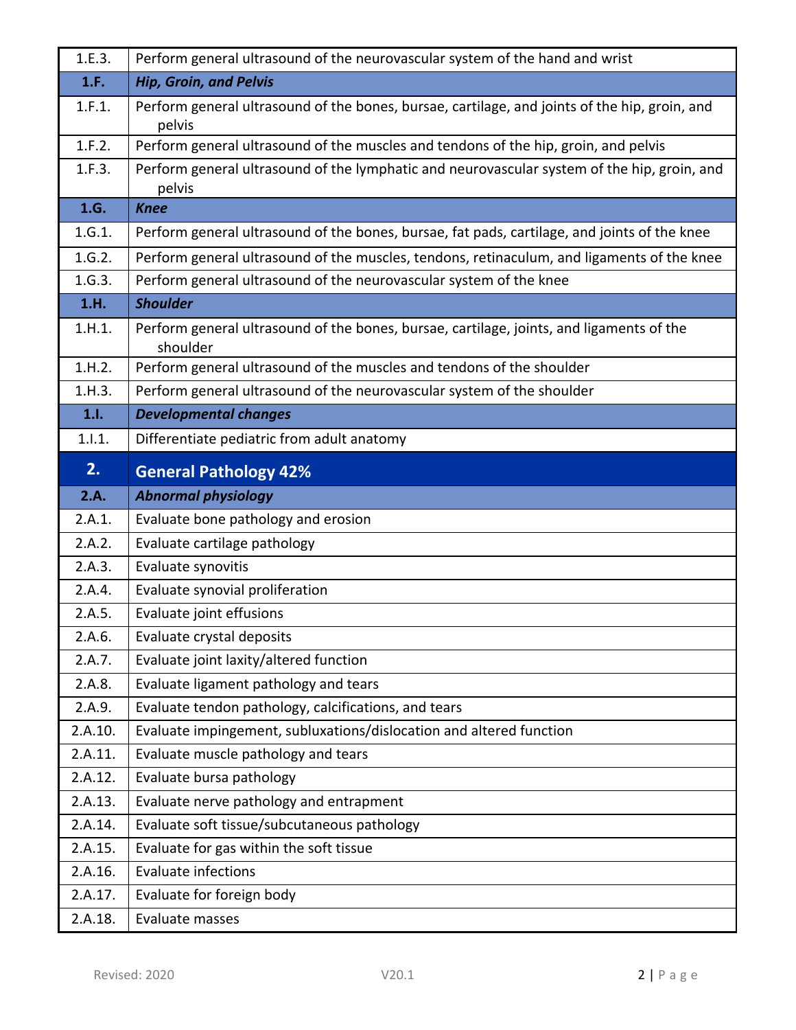| | |
|---|---|
| 1.E.3. | Perform general ultrasound of the neurovascular system of the hand and wrist |
| **1.F.** | ***Hip, Groin, and Pelvis*** |
| 1.F.1. | Perform general ultrasound of the bones, bursae, cartilage, and joints of the hip, groin, and pelvis |
| 1.F.2. | Perform general ultrasound of the muscles and tendons of the hip, groin, and pelvis |
| 1.F.3. | Perform general ultrasound of the lymphatic and neurovascular system of the hip, groin, and pelvis |
| **1.G.** | ***Knee*** |
| 1.G.1. | Perform general ultrasound of the bones, bursae, fat pads, cartilage, and joints of the knee |
| 1.G.2. | Perform general ultrasound of the muscles, tendons, retinaculum, and ligaments of the knee |
| 1.G.3. | Perform general ultrasound of the neurovascular system of the knee |
| **1.H.** | ***Shoulder*** |
| 1.H.1. | Perform general ultrasound of the bones, bursae, cartilage, joints, and ligaments of the shoulder |
| 1.H.2. | Perform general ultrasound of the muscles and tendons of the shoulder |
| 1.H.3. | Perform general ultrasound of the neurovascular system of the shoulder |
| **1.I.** | ***Developmental changes*** |
| 1.I.1. | Differentiate pediatric from adult anatomy |
| **2.** | **General Pathology 42%** |
| **2.A.** | ***Abnormal physiology*** |
| 2.A.1. | Evaluate bone pathology and erosion |
| 2.A.2. | Evaluate cartilage pathology |
| 2.A.3. | Evaluate synovitis |
| 2.A.4. | Evaluate synovial proliferation |
| 2.A.5. | Evaluate joint effusions |
| 2.A.6. | Evaluate crystal deposits |
| 2.A.7. | Evaluate joint laxity/altered function |
| 2.A.8. | Evaluate ligament pathology and tears |
| 2.A.9. | Evaluate tendon pathology, calcifications, and tears |
| 2.A.10. | Evaluate impingement, subluxations/dislocation and altered function |
| 2.A.11. | Evaluate muscle pathology and tears |
| 2.A.12. | Evaluate bursa pathology |
| 2.A.13. | Evaluate nerve pathology and entrapment |
| 2.A.14. | Evaluate soft tissue/subcutaneous pathology |
| 2.A.15. | Evaluate for gas within the soft tissue |
| 2.A.16. | Evaluate infections |
| 2.A.17. | Evaluate for foreign body |
| 2.A.18. | Evaluate masses |

Revised: 2020 V20.1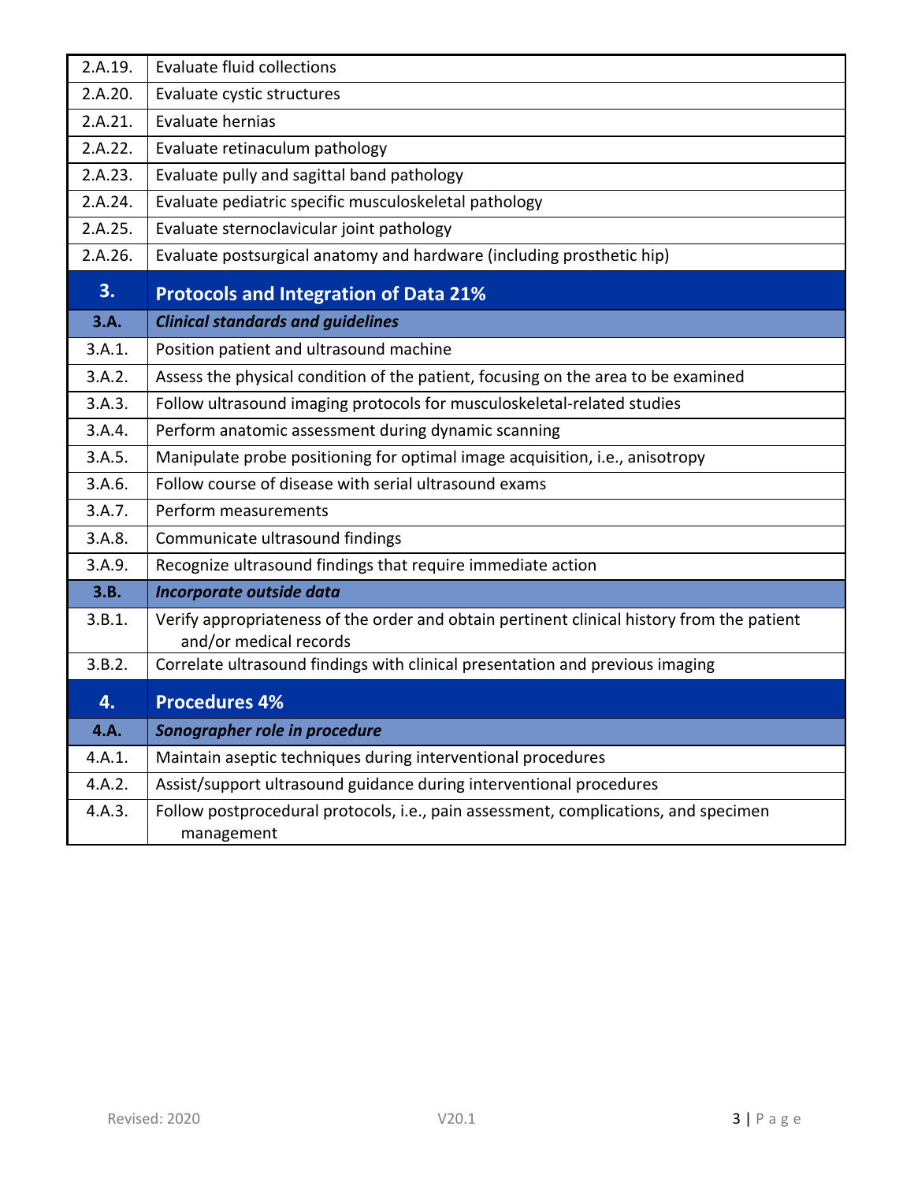| | |
|---|---|
| 2.A.19. | Evaluate fluid collections |
| 2.A.20. | Evaluate cystic structures |
| 2.A.21. | Evaluate hernias |
| 2.A.22. | Evaluate retinaculum pathology |
| 2.A.23. | Evaluate pully and sagittal band pathology |
| 2.A.24. | Evaluate pediatric specific musculoskeletal pathology |
| 2.A.25. | Evaluate sternoclavicular joint pathology |
| 2.A.26. | Evaluate postsurgical anatomy and hardware (including prosthetic hip) |
| **3.** | **Protocols and Integration of Data 21%** |
| ***3.A.*** | ***Clinical standards and guidelines*** |
| 3.A.1. | Position patient and ultrasound machine |
| 3.A.2. | Assess the physical condition of the patient, focusing on the area to be examined |
| 3.A.3. | Follow ultrasound imaging protocols for musculoskeletal-related studies |
| 3.A.4. | Perform anatomic assessment during dynamic scanning |
| 3.A.5. | Manipulate probe positioning for optimal image acquisition, i.e., anisotropy |
| 3.A.6. | Follow course of disease with serial ultrasound exams |
| 3.A.7. | Perform measurements |
| 3.A.8. | Communicate ultrasound findings |
| 3.A.9. | Recognize ultrasound findings that require immediate action |
| ***3.B.*** | ***Incorporate outside data*** |
| 3.B.1. | Verify appropriateness of the order and obtain pertinent clinical history from the patient and/or medical records |
| 3.B.2. | Correlate ultrasound findings with clinical presentation and previous imaging |
| **4.** | **Procedures 4%** |
| ***4.A.*** | ***Sonographer role in procedure*** |
| 4.A.1. | Maintain aseptic techniques during interventional procedures |
| 4.A.2. | Assist/support ultrasound guidance during interventional procedures |
| 4.A.3. | Follow postprocedural protocols, i.e., pain assessment, complications, and specimen management |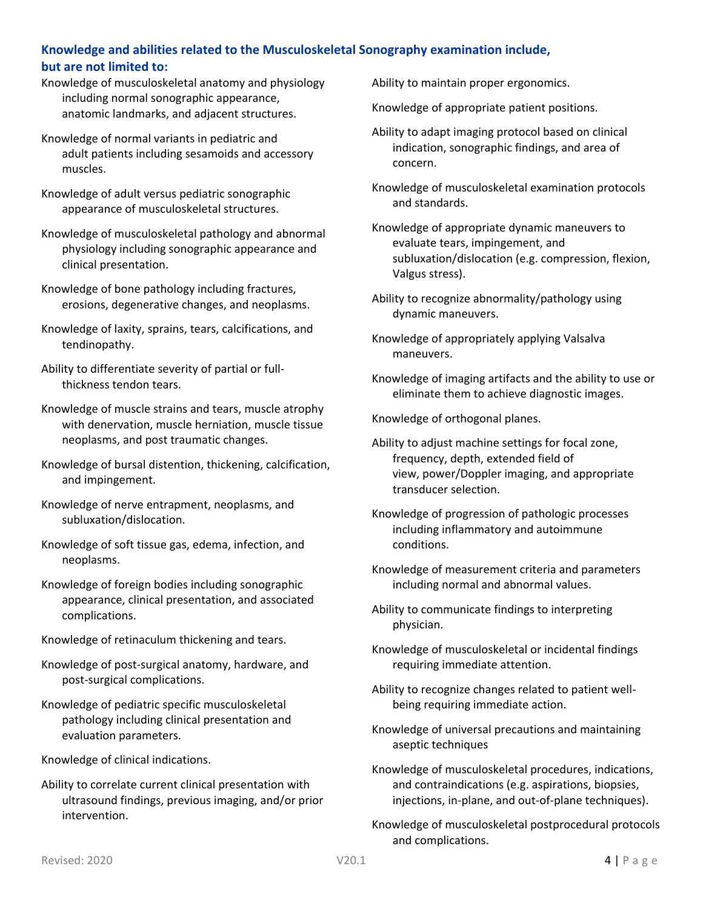**Knowledge and abilities related to the Musculoskeletal Sonography examination include, but are not limited to:**

Knowledge of musculoskeletal anatomy and physiology including normal sonographic appearance, anatomic landmarks, and adjacent structures.

Knowledge of normal variants in pediatric and adult patients including sesamoids and accessory muscles.

Knowledge of adult versus pediatric sonographic appearance of musculoskeletal structures.

Knowledge of musculoskeletal pathology and abnormal physiology including sonographic appearance and clinical presentation.

Knowledge of bone pathology including fractures, erosions, degenerative changes, and neoplasms.

Knowledge of laxity, sprains, tears, calcifications, and tendinopathy.

Ability to differentiate severity of partial or full-thickness tendon tears.

Knowledge of muscle strains and tears, muscle atrophy with denervation, muscle herniation, muscle tissue neoplasms, and post traumatic changes.

Knowledge of bursal distention, thickening, calcification, and impingement.

Knowledge of nerve entrapment, neoplasms, and subluxation/dislocation.

Knowledge of soft tissue gas, edema, infection, and neoplasms.

Knowledge of foreign bodies including sonographic appearance, clinical presentation, and associated complications.

Knowledge of retinaculum thickening and tears.

Knowledge of post-surgical anatomy, hardware, and post-surgical complications.

Knowledge of pediatric specific musculoskeletal pathology including clinical presentation and evaluation parameters.

Knowledge of clinical indications.

Ability to correlate current clinical presentation with ultrasound findings, previous imaging, and/or prior intervention.

Ability to maintain proper ergonomics.

Knowledge of appropriate patient positions.

Ability to adapt imaging protocol based on clinical indication, sonographic findings, and area of concern.

Knowledge of musculoskeletal examination protocols and standards.

Knowledge of appropriate dynamic maneuvers to evaluate tears, impingement, and subluxation/dislocation (e.g. compression, flexion, Valgus stress).

Ability to recognize abnormality/pathology using dynamic maneuvers.

Knowledge of appropriately applying Valsalva maneuvers.

Knowledge of imaging artifacts and the ability to use or eliminate them to achieve diagnostic images.

Knowledge of orthogonal planes.

Ability to adjust machine settings for focal zone, frequency, depth, extended field of view, power/Doppler imaging, and appropriate transducer selection.

Knowledge of progression of pathologic processes including inflammatory and autoimmune conditions.

Knowledge of measurement criteria and parameters including normal and abnormal values.

Ability to communicate findings to interpreting physician.

Knowledge of musculoskeletal or incidental findings requiring immediate attention.

Ability to recognize changes related to patient well-being requiring immediate action.

Knowledge of universal precautions and maintaining aseptic techniques

Knowledge of musculoskeletal procedures, indications, and contraindications (e.g. aspirations, biopsies, injections, in-plane, and out-of-plane techniques).

Knowledge of musculoskeletal postprocedural protocols and complications.